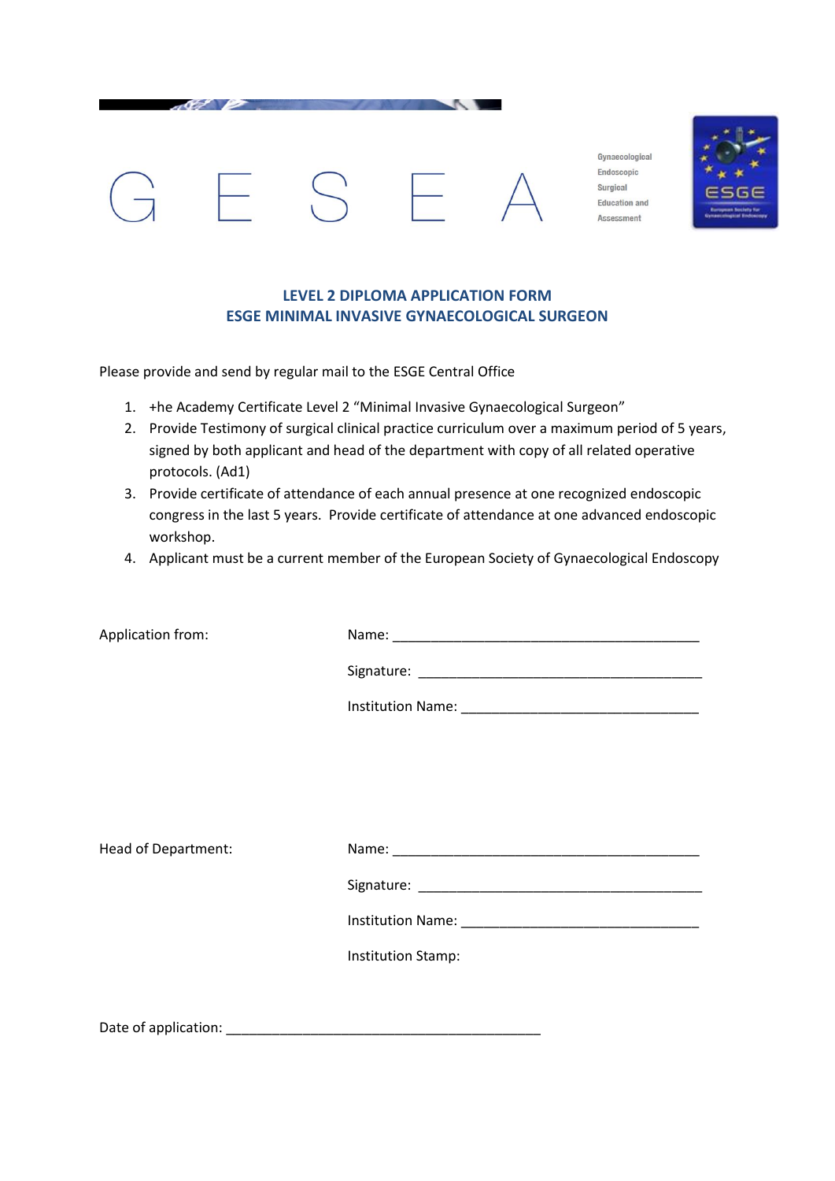G E S E A

Gynaecological Endoscopic Surgical Education and Assessment

ESGE

## LEVEL 2 DIPLOMA APPLICATION FORM
## ESGE MINIMAL INVASIVE GYNAECOLOGICAL SURGEON

Please provide and send by regular mail to the ESGE Central Office

1. +he Academy Certificate Level 2 “Minimal Invasive Gynaecological Surgeon”
2. Provide Testimony of surgical clinical practice curriculum over a maximum period of 5 years, signed by both applicant and head of the department with copy of all related operative protocols. (Ad1)
3. Provide certificate of attendance of each annual presence at one recognized endoscopic congress in the last 5 years. Provide certificate of attendance at one advanced endoscopic workshop.
4. Applicant must be a current member of the European Society of Gynaecological Endoscopy

Application from:

Name: ________________________________________

Signature: ____________________________________

Institution Name: ______________________________

Head of Department:

Name: ________________________________________

Signature: ____________________________________

Institution Name: ______________________________

Institution Stamp:

Date of application: __________________________________________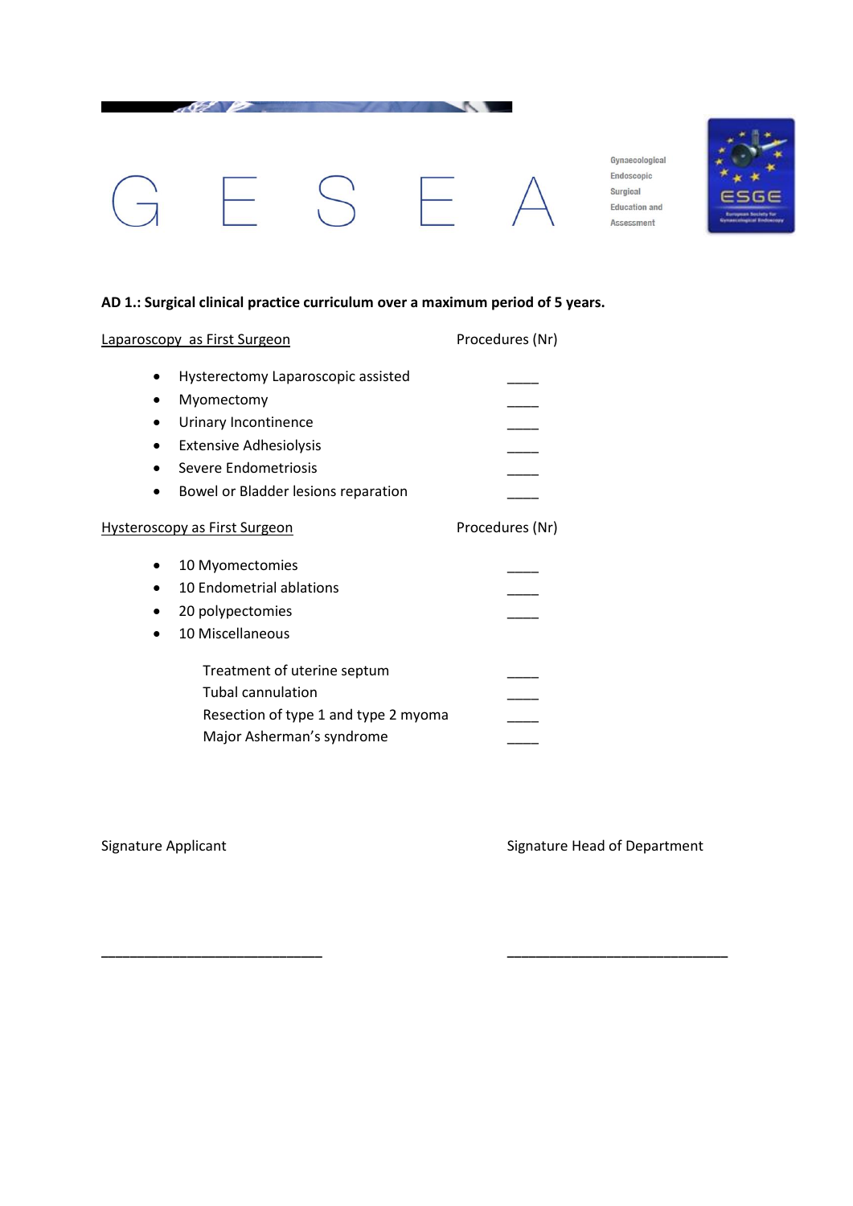G E S E A

Gynaecological Endoscopic Surgical Education and Assessment

ESGE

**AD 1.: Surgical clinical practice curriculum over a maximum period of 5 years.**

| Laparoscopy as First Surgeon | Procedures (Nr) |
| --- | --- |
| • Hysterectomy Laparoscopic assisted | ____ |
| • Myomectomy | ____ |
| • Urinary Incontinence | ____ |
| • Extensive Adhesiolysis | ____ |
| • Severe Endometriosis | ____ |
| • Bowel or Bladder lesions reparation | ____ |

| Hysteroscopy as First Surgeon | Procedures (Nr) |
| --- | --- |
| • 10 Myomectomies | ____ |
| • 10 Endometrial ablations | ____ |
| • 20 polypectomies | ____ |
| • 10 Miscellaneous | |
| Treatment of uterine septum | ____ |
| Tubal cannulation | ____ |
| Resection of type 1 and type 2 myoma | ____ |
| Major Asherman's syndrome | ____ |

Signature Applicant

____________________________

Signature Head of Department

____________________________